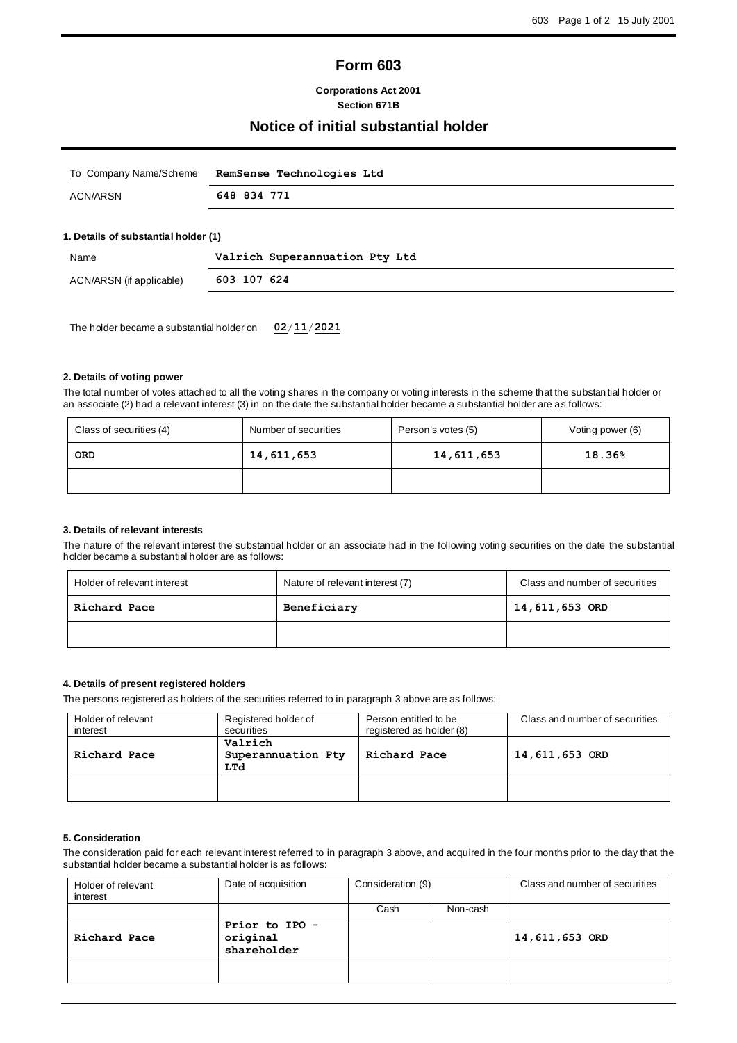# Form 603

**Corporations Act 2001**
**Section 671B**

## Notice of initial substantial holder

| | |
|---|---|
| To Company Name/Scheme | **RemSense Technologies Ltd** |
| ACN/ARSN | **648 834 771** |

**1. Details of substantial holder (1)**

| | |
|---|---|
| Name | **Valrich Superannuation Pty Ltd** |
| ACN/ARSN (if applicable) | **603 107 624** |

The holder became a substantial holder on **02/11/2021**

**2. Details of voting power**

The total number of votes attached to all the voting shares in the company or voting interests in the scheme that the substantial holder or an associate (2) had a relevant interest (3) in on the date the substantial holder became a substantial holder are as follows:

| Class of securities (4) | Number of securities | Person's votes (5) | Voting power (6) |
|---|---|---|---|
| **ORD** | **14,611,653** | **14,611,653** | **18.36%** |
| | | | |

**3. Details of relevant interests**

The nature of the relevant interest the substantial holder or an associate had in the following voting securities on the date the substantial holder became a substantial holder are as follows:

| Holder of relevant interest | Nature of relevant interest (7) | Class and number of securities |
|---|---|---|
| **Richard Pace** | **Beneficiary** | **14,611,653 ORD** |
| | | |

**4. Details of present registered holders**

The persons registered as holders of the securities referred to in paragraph 3 above are as follows:

| Holder of relevant interest | Registered holder of securities | Person entitled to be registered as holder (8) | Class and number of securities |
|---|---|---|---|
| **Richard Pace** | **Valrich Superannuation Pty LTd** | **Richard Pace** | **14,611,653 ORD** |
| | | | |

**5. Consideration**

The consideration paid for each relevant interest referred to in paragraph 3 above, and acquired in the four months prior to the day that the substantial holder became a substantial holder is as follows:

| Holder of relevant interest | Date of acquisition | Consideration (9) | | Class and number of securities |
|---|---|---|---|---|
| | | Cash | Non-cash | |
| **Richard Pace** | **Prior to IPO - original shareholder** | | | **14,611,653 ORD** |
| | | | | |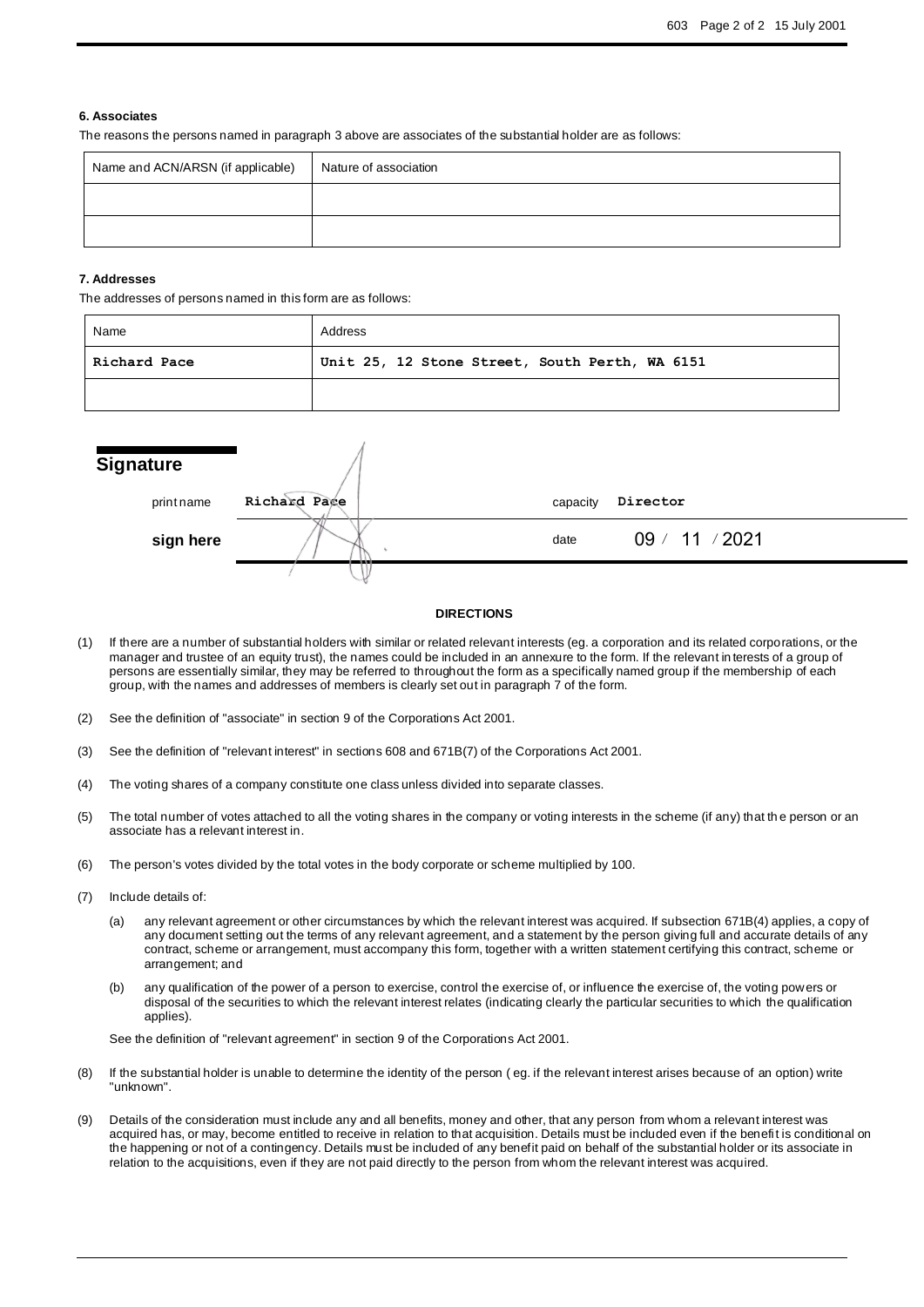### 6. Associates

The reasons the persons named in paragraph 3 above are associates of the substantial holder are as follows:

| Name and ACN/ARSN (if applicable) | Nature of association |
|---|---|
| | |
| | |

### 7. Addresses

The addresses of persons named in this form are as follows:

| Name | Address |
|---|---|
| **Richard Pace** | **Unit 25, 12 Stone Street, South Perth, WA 6151** |
| | |

## Signature

| | | | |
|---|---|---|---|
| print name | **Richard Pace** | capacity | **Director** |
| **sign here** | | date | 09 / 11 / 2021 |

**DIRECTIONS**

(1) If there are a number of substantial holders with similar or related relevant interests (eg. a corporation and its related corporations, or the manager and trustee of an equity trust), the names could be included in an annexure to the form. If the relevant interests of a group of persons are essentially similar, they may be referred to throughout the form as a specifically named group if the membership of each group, with the names and addresses of members is clearly set out in paragraph 7 of the form.

(2) See the definition of "associate" in section 9 of the Corporations Act 2001.

(3) See the definition of "relevant interest" in sections 608 and 671B(7) of the Corporations Act 2001.

(4) The voting shares of a company constitute one class unless divided into separate classes.

(5) The total number of votes attached to all the voting shares in the company or voting interests in the scheme (if any) that the person or an associate has a relevant interest in.

(6) The person's votes divided by the total votes in the body corporate or scheme multiplied by 100.

(7) Include details of:

(a) any relevant agreement or other circumstances by which the relevant interest was acquired. If subsection 671B(4) applies, a copy of any document setting out the terms of any relevant agreement, and a statement by the person giving full and accurate details of any contract, scheme or arrangement, must accompany this form, together with a written statement certifying this contract, scheme or arrangement; and

(b) any qualification of the power of a person to exercise, control the exercise of, or influence the exercise of, the voting powers or disposal of the securities to which the relevant interest relates (indicating clearly the particular securities to which the qualification applies).

See the definition of "relevant agreement" in section 9 of the Corporations Act 2001.

(8) If the substantial holder is unable to determine the identity of the person ( eg. if the relevant interest arises because of an option) write "unknown".

(9) Details of the consideration must include any and all benefits, money and other, that any person from whom a relevant interest was acquired has, or may, become entitled to receive in relation to that acquisition. Details must be included even if the benefit is conditional on the happening or not of a contingency. Details must be included of any benefit paid on behalf of the substantial holder or its associate in relation to the acquisitions, even if they are not paid directly to the person from whom the relevant interest was acquired.